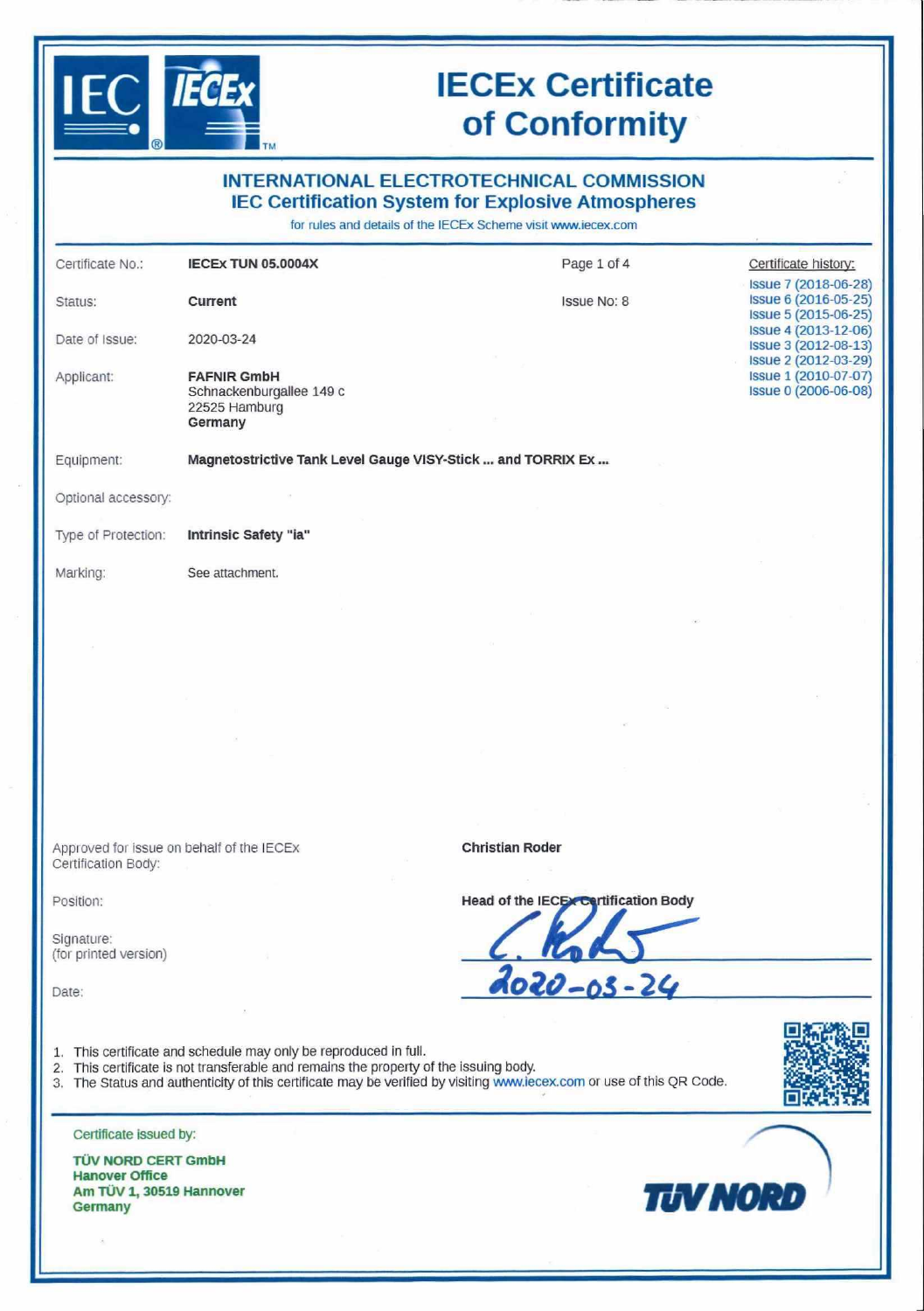# IECEx Certificate of Conformity

## INTERNATIONAL ELECTROTECHNICAL COMMISSION
## IEC Certification System for Explosive Atmospheres

for rules and details of the IECEx Scheme visit www.iecex.com

| | | | |
|---|---|---|---|
| Certificate No.: | **IECEx TUN 05.0004X** | | |
| Status: | **Current** | Issue No: 8 | |
| Date of Issue: | 2020-03-24 | | |
| Applicant: | **FAFNIR GmbH**<br>Schnackenburgallee 149 c<br>22525 Hamburg<br>**Germany** | | |
| Equipment: | **Magnetostrictive Tank Level Gauge VISY-Stick ... and TORRIX Ex ...** | | |
| Optional accessory: | | | |
| Type of Protection: | **Intrinsic Safety "ia"** | | |
| Marking: | See attachment. | | |

Certificate history:

- Issue 7 (2018-06-28)
- Issue 6 (2016-05-25)
- Issue 5 (2015-06-25)
- Issue 4 (2013-12-06)
- Issue 3 (2012-08-13)
- Issue 2 (2012-03-29)
- Issue 1 (2010-07-07)
- Issue 0 (2006-06-08)

| | |
|---|---|
| Approved for issue on behalf of the IECEx Certification Body: | **Christian Roder** |
| Position: | **Head of the IECEx Certification Body** |
| Signature: (for printed version) | C. Roder |
| Date: | 2020-03-24 |

1. This certificate and schedule may only be reproduced in full.
2. This certificate is not transferable and remains the property of the issuing body.
3. The Status and authenticity of this certificate may be verified by visiting www.iecex.com or use of this QR Code.

Certificate issued by:

**TÜV NORD CERT GmbH**
**Hanover Office**
**Am TÜV 1, 30519 Hannover**
**Germany**

TÜV NORD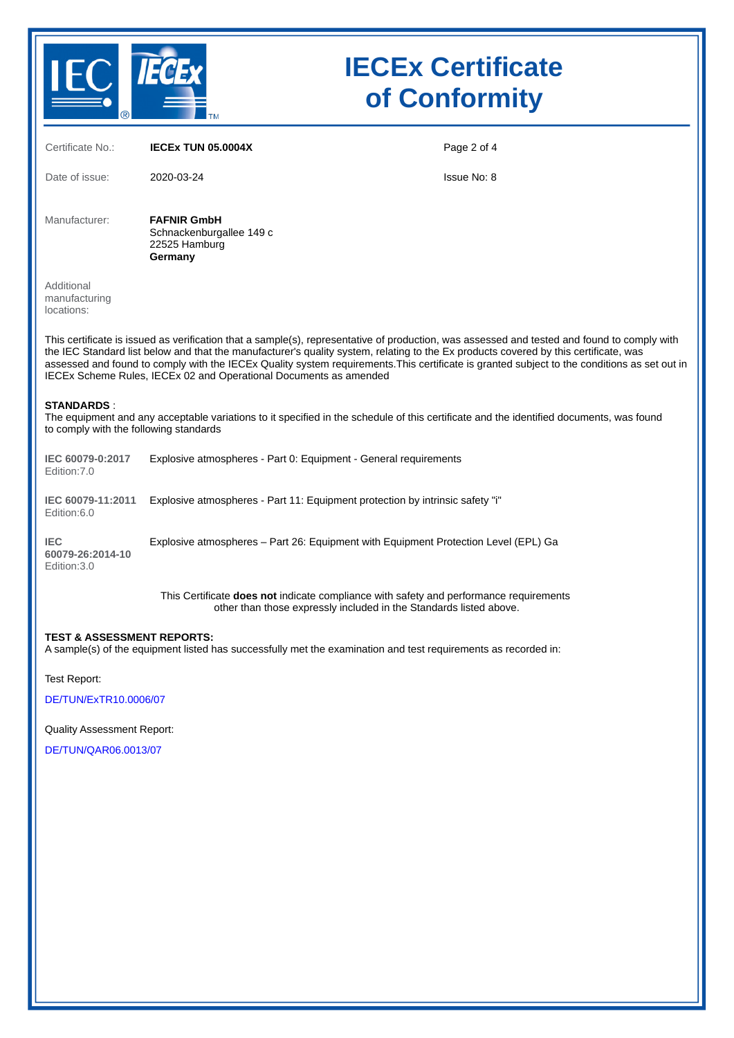# IECEx Certificate of Conformity

| | | | |
|---|---|---|---|
| Certificate No.: | **IECEx TUN 05.0004X** | | |
| Date of issue: | 2020-03-24 | Issue No: 8 | |

Manufacturer: **FAFNIR GmbH**
Schnackenburgallee 149 c
22525 Hamburg
**Germany**

Additional manufacturing locations:

This certificate is issued as verification that a sample(s), representative of production, was assessed and tested and found to comply with the IEC Standard list below and that the manufacturer's quality system, relating to the Ex products covered by this certificate, was assessed and found to comply with the IECEx Quality system requirements.This certificate is granted subject to the conditions as set out in IECEx Scheme Rules, IECEx 02 and Operational Documents as amended

**STANDARDS** :
The equipment and any acceptable variations to it specified in the schedule of this certificate and the identified documents, was found to comply with the following standards

| Standard | Title |
|---|---|
| **IEC 60079-0:2017** Edition:7.0 | Explosive atmospheres - Part 0: Equipment - General requirements |
| **IEC 60079-11:2011** Edition:6.0 | Explosive atmospheres - Part 11: Equipment protection by intrinsic safety "i" |
| **IEC 60079-26:2014-10** Edition:3.0 | Explosive atmospheres – Part 26: Equipment with Equipment Protection Level (EPL) Ga |

This Certificate **does not** indicate compliance with safety and performance requirements other than those expressly included in the Standards listed above.

**TEST & ASSESSMENT REPORTS:**
A sample(s) of the equipment listed has successfully met the examination and test requirements as recorded in:

Test Report:

DE/TUN/ExTR10.0006/07

Quality Assessment Report:

DE/TUN/QAR06.0013/07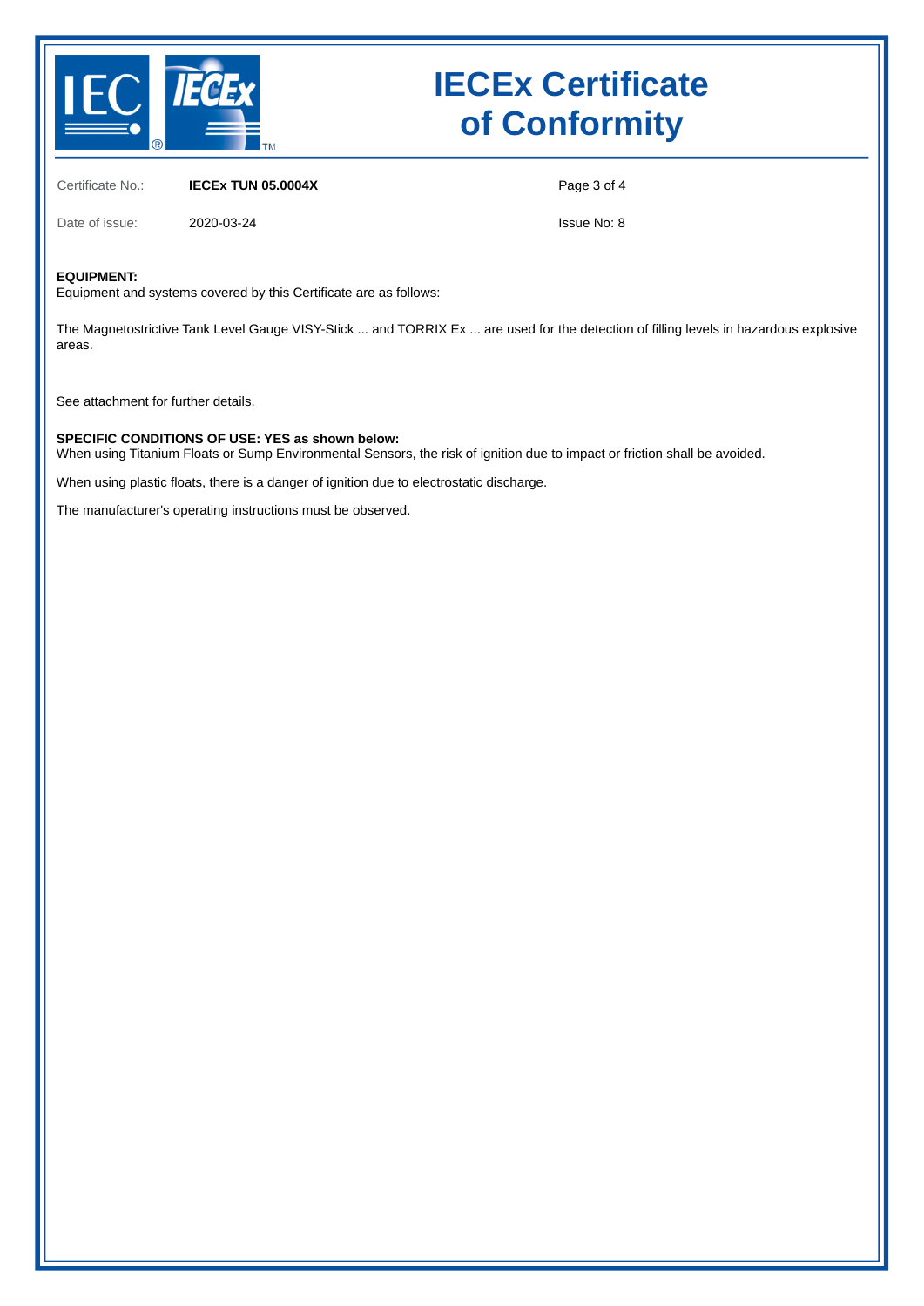| Certificate No.: | **IECEx TUN 05.0004X** | Page 3 of 4 |
| --- | --- | --- |
| Date of issue: | 2020-03-24 | Issue No: 8 |

**EQUIPMENT:**
Equipment and systems covered by this Certificate are as follows:

The Magnetostrictive Tank Level Gauge VISY-Stick ... and TORRIX Ex ... are used for the detection of filling levels in hazardous explosive areas.

See attachment for further details.

**SPECIFIC CONDITIONS OF USE: YES as shown below:**
When using Titanium Floats or Sump Environmental Sensors, the risk of ignition due to impact or friction shall be avoided.

When using plastic floats, there is a danger of ignition due to electrostatic discharge.

The manufacturer's operating instructions must be observed.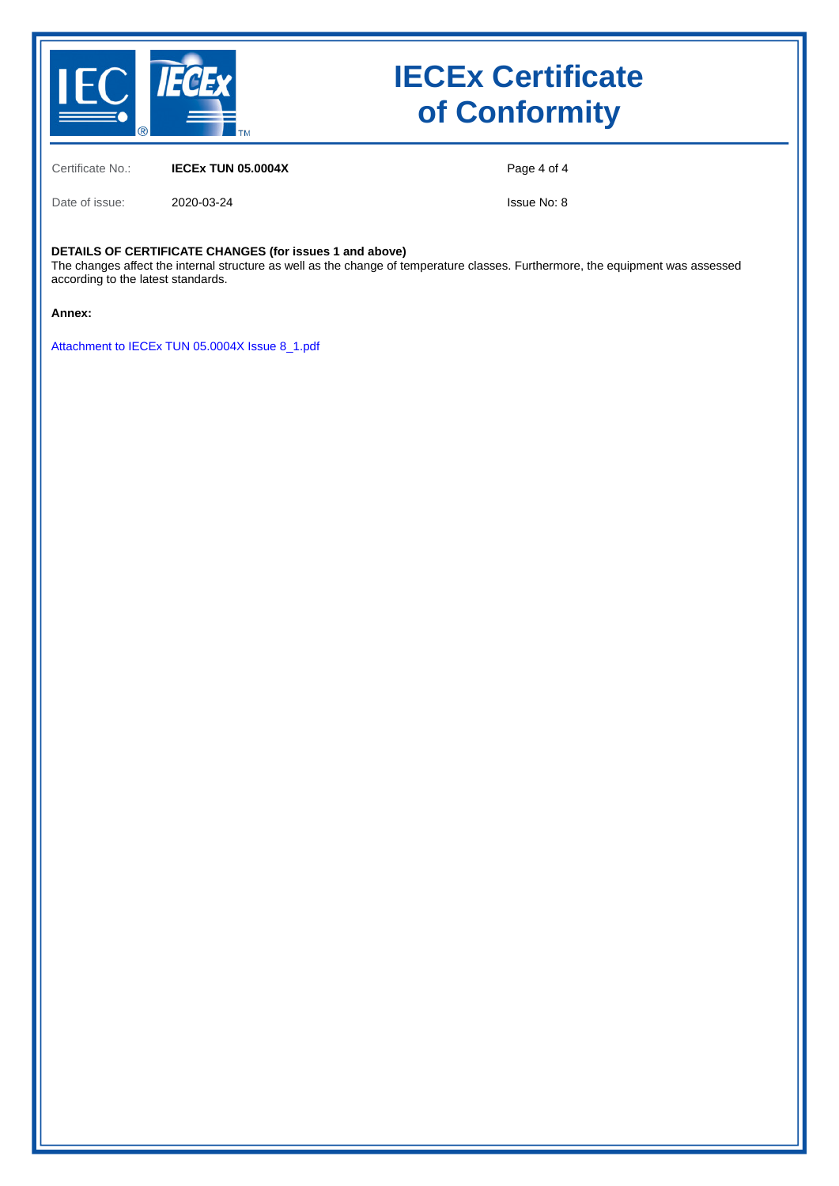# IECEx Certificate of Conformity

Certificate No.: **IECEx TUN 05.0004X**

Date of issue: 2020-03-24

Issue No: 8

**DETAILS OF CERTIFICATE CHANGES (for issues 1 and above)**
The changes affect the internal structure as well as the change of temperature classes. Furthermore, the equipment was assessed according to the latest standards.

**Annex:**

Attachment to IECEx TUN 05.0004X Issue 8_1.pdf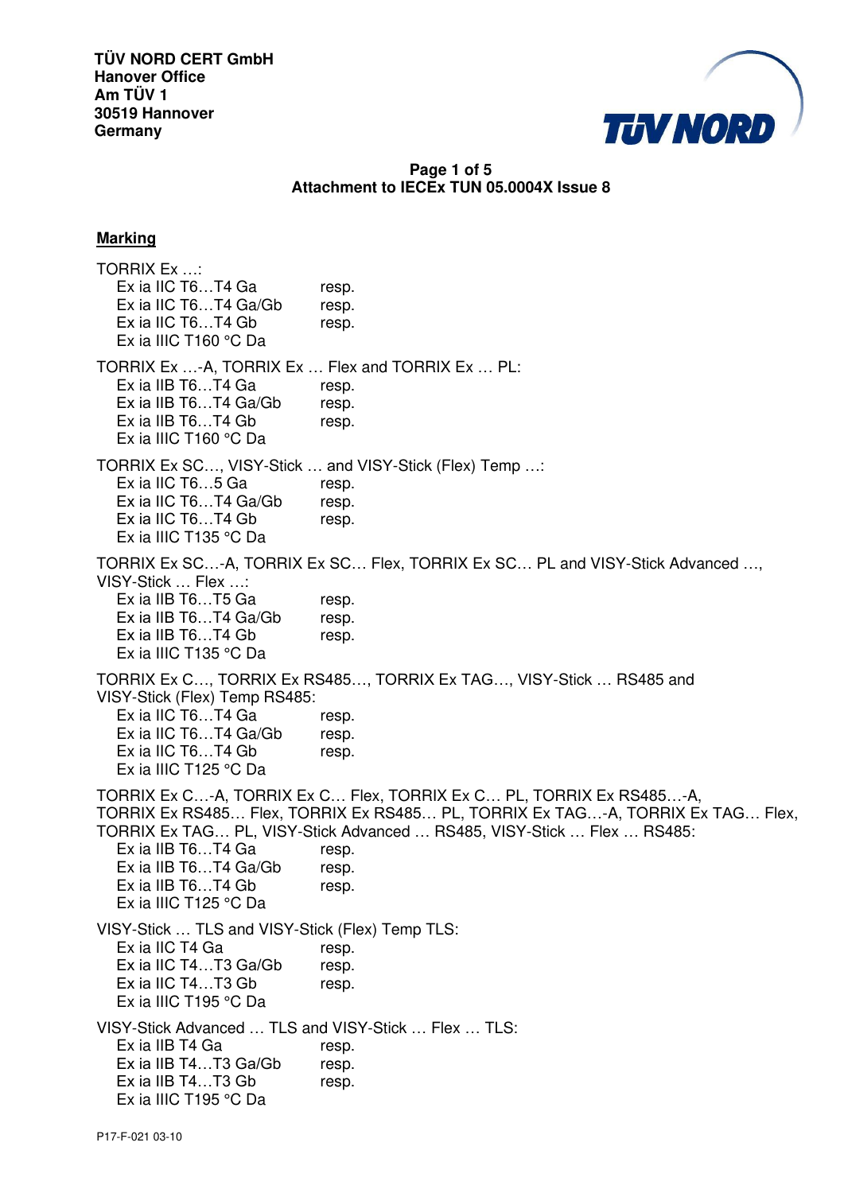TÜV NORD CERT GmbH
Hanover Office
Am TÜV 1
30519 Hannover
Germany

**Attachment to IECEx TUN 05.0004X Issue 8**

## Marking

TORRIX Ex …:
- Ex ia IIC T6…T4 Ga resp.
- Ex ia IIC T6…T4 Ga/Gb resp.
- Ex ia IIC T6…T4 Gb resp.
- Ex ia IIIC T160 °C Da

TORRIX Ex …-A, TORRIX Ex … Flex and TORRIX Ex … PL:
- Ex ia IIB T6…T4 Ga resp.
- Ex ia IIB T6…T4 Ga/Gb resp.
- Ex ia IIB T6…T4 Gb resp.
- Ex ia IIIC T160 °C Da

TORRIX Ex SC…, VISY-Stick … and VISY-Stick (Flex) Temp …:
- Ex ia IIC T6…5 Ga resp.
- Ex ia IIC T6…T4 Ga/Gb resp.
- Ex ia IIC T6…T4 Gb resp.
- Ex ia IIIC T135 °C Da

TORRIX Ex SC…-A, TORRIX Ex SC… Flex, TORRIX Ex SC… PL and VISY-Stick Advanced …, VISY-Stick … Flex …:
- Ex ia IIB T6…T5 Ga resp.
- Ex ia IIB T6…T4 Ga/Gb resp.
- Ex ia IIB T6…T4 Gb resp.
- Ex ia IIIC T135 °C Da

TORRIX Ex C…, TORRIX Ex RS485…, TORRIX Ex TAG…, VISY-Stick … RS485 and VISY-Stick (Flex) Temp RS485:
- Ex ia IIC T6…T4 Ga resp.
- Ex ia IIC T6…T4 Ga/Gb resp.
- Ex ia IIC T6…T4 Gb resp.
- Ex ia IIIC T125 °C Da

TORRIX Ex C…-A, TORRIX Ex C… Flex, TORRIX Ex C… PL, TORRIX Ex RS485…-A, TORRIX Ex RS485… Flex, TORRIX Ex RS485… PL, TORRIX Ex TAG…-A, TORRIX Ex TAG… Flex, TORRIX Ex TAG… PL, VISY-Stick Advanced … RS485, VISY-Stick … Flex … RS485:
- Ex ia IIB T6…T4 Ga resp.
- Ex ia IIB T6…T4 Ga/Gb resp.
- Ex ia IIB T6…T4 Gb resp.
- Ex ia IIIC T125 °C Da

VISY-Stick … TLS and VISY-Stick (Flex) Temp TLS:
- Ex ia IIC T4 Ga resp.
- Ex ia IIC T4…T3 Ga/Gb resp.
- Ex ia IIC T4…T3 Gb resp.
- Ex ia IIIC T195 °C Da

VISY-Stick Advanced … TLS and VISY-Stick … Flex … TLS:
- Ex ia IIB T4 Ga resp.
- Ex ia IIB T4…T3 Ga/Gb resp.
- Ex ia IIB T4…T3 Gb resp.
- Ex ia IIIC T195 °C Da

P17-F-021 03-10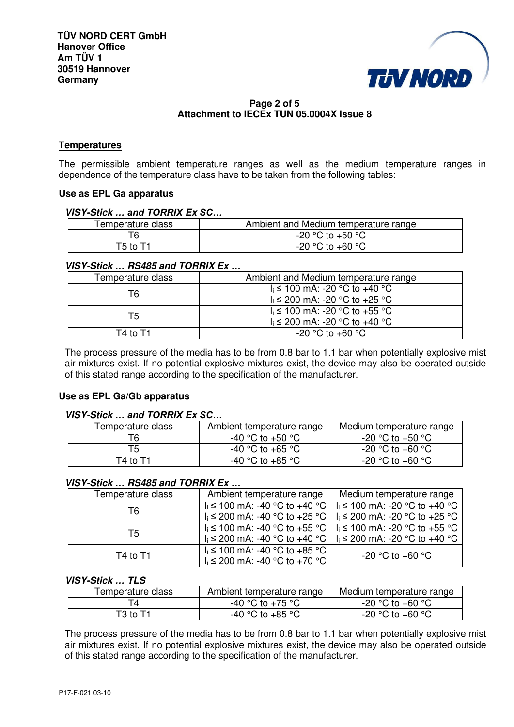TÜV NORD CERT GmbH
Hanover Office
Am TÜV 1
30519 Hannover
Germany

**Attachment to IECEx TUN 05.0004X Issue 8**

## Temperatures

The permissible ambient temperature ranges as well as the medium temperature ranges in dependence of the temperature class have to be taken from the following tables:

### Use as EPL Ga apparatus

***VISY-Stick … and TORRIX Ex SC…***

| Temperature class | Ambient and Medium temperature range |
|---|---|
| T6 | -20 °C to +50 °C |
| T5 to T1 | -20 °C to +60 °C |

***VISY-Stick … RS485 and TORRIX Ex …***

| Temperature class | Ambient and Medium temperature range |
|---|---|
| T6 | $I_i \leq$ 100 mA: -20 °C to +40 °C<br>$I_i \leq$ 200 mA: -20 °C to +25 °C |
| T5 | $I_i \leq$ 100 mA: -20 °C to +55 °C<br>$I_i \leq$ 200 mA: -20 °C to +40 °C |
| T4 to T1 | -20 °C to +60 °C |

The process pressure of the media has to be from 0.8 bar to 1.1 bar when potentially explosive mist air mixtures exist. If no potential explosive mixtures exist, the device may also be operated outside of this stated range according to the specification of the manufacturer.

### Use as EPL Ga/Gb apparatus

***VISY-Stick … and TORRIX Ex SC…***

| Temperature class | Ambient temperature range | Medium temperature range |
|---|---|---|
| T6 | -40 °C to +50 °C | -20 °C to +50 °C |
| T5 | -40 °C to +65 °C | -20 °C to +60 °C |
| T4 to T1 | -40 °C to +85 °C | -20 °C to +60 °C |

***VISY-Stick … RS485 and TORRIX Ex …***

| Temperature class | Ambient temperature range | Medium temperature range |
|---|---|---|
| T6 | $I_i \leq$ 100 mA: -40 °C to +40 °C<br>$I_i \leq$ 200 mA: -40 °C to +25 °C | $I_i \leq$ 100 mA: -20 °C to +40 °C<br>$I_i \leq$ 200 mA: -20 °C to +25 °C |
| T5 | $I_i \leq$ 100 mA: -40 °C to +55 °C<br>$I_i \leq$ 200 mA: -40 °C to +40 °C | $I_i \leq$ 100 mA: -20 °C to +55 °C<br>$I_i \leq$ 200 mA: -20 °C to +40 °C |
| T4 to T1 | $I_i \leq$ 100 mA: -40 °C to +85 °C<br>$I_i \leq$ 200 mA: -40 °C to +70 °C | -20 °C to +60 °C |

***VISY-Stick … TLS***

| Temperature class | Ambient temperature range | Medium temperature range |
|---|---|---|
| T4 | -40 °C to +75 °C | -20 °C to +60 °C |
| T3 to T1 | -40 °C to +85 °C | -20 °C to +60 °C |

The process pressure of the media has to be from 0.8 bar to 1.1 bar when potentially explosive mist air mixtures exist. If no potential explosive mixtures exist, the device may also be operated outside of this stated range according to the specification of the manufacturer.

P17-F-021 03-10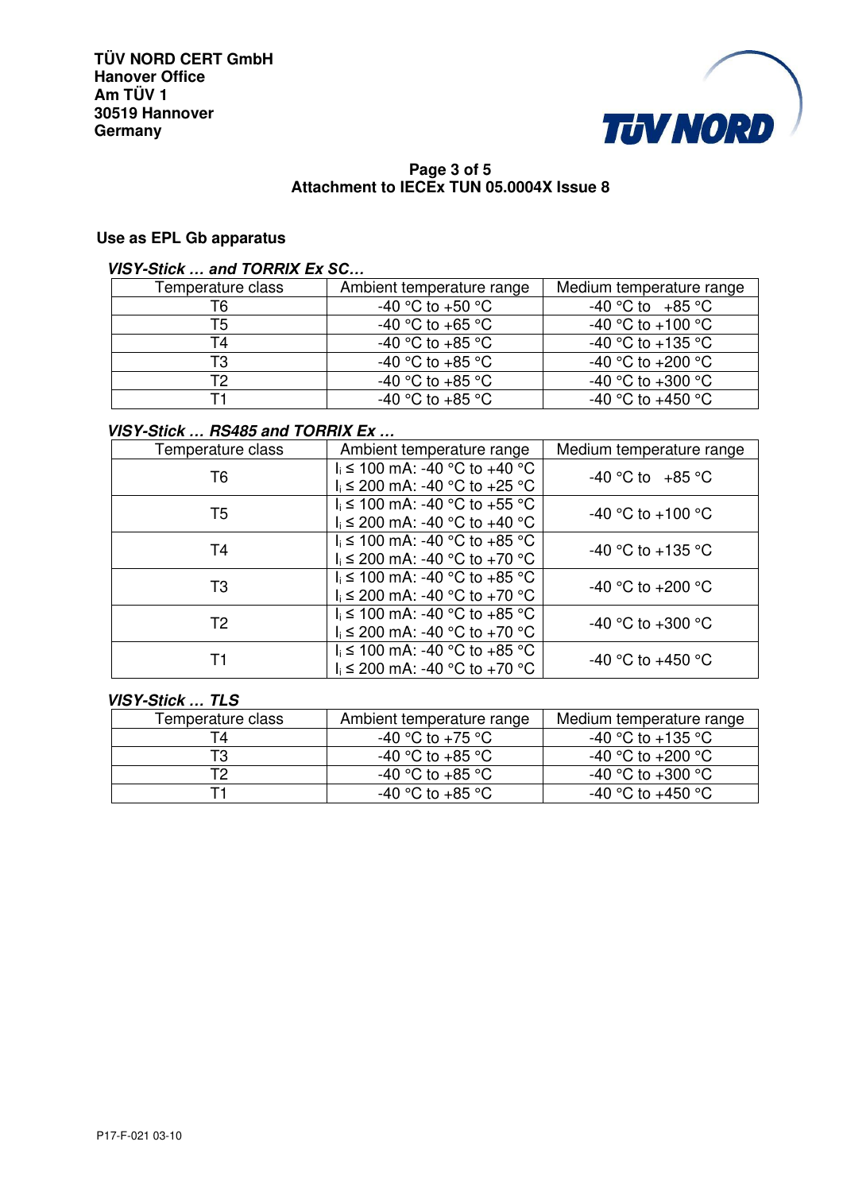TÜV NORD CERT GmbH
Hanover Office
Am TÜV 1
30519 Hannover
Germany

**Page 3 of 5**
**Attachment to IECEx TUN 05.0004X Issue 8**

## Use as EPL Gb apparatus

***VISY-Stick … and TORRIX Ex SC…***

| Temperature class | Ambient temperature range | Medium temperature range |
|---|---|---|
| T6 | -40 °C to +50 °C | -40 °C to +85 °C |
| T5 | -40 °C to +65 °C | -40 °C to +100 °C |
| T4 | -40 °C to +85 °C | -40 °C to +135 °C |
| T3 | -40 °C to +85 °C | -40 °C to +200 °C |
| T2 | -40 °C to +85 °C | -40 °C to +300 °C |
| T1 | -40 °C to +85 °C | -40 °C to +450 °C |

***VISY-Stick … RS485 and TORRIX Ex …***

| Temperature class | Ambient temperature range | Medium temperature range |
|---|---|---|
| T6 | $I_i \leq$ 100 mA: -40 °C to +40 °C<br>$I_i \leq$ 200 mA: -40 °C to +25 °C | -40 °C to +85 °C |
| T5 | $I_i \leq$ 100 mA: -40 °C to +55 °C<br>$I_i \leq$ 200 mA: -40 °C to +40 °C | -40 °C to +100 °C |
| T4 | $I_i \leq$ 100 mA: -40 °C to +85 °C<br>$I_i \leq$ 200 mA: -40 °C to +70 °C | -40 °C to +135 °C |
| T3 | $I_i \leq$ 100 mA: -40 °C to +85 °C<br>$I_i \leq$ 200 mA: -40 °C to +70 °C | -40 °C to +200 °C |
| T2 | $I_i \leq$ 100 mA: -40 °C to +85 °C<br>$I_i \leq$ 200 mA: -40 °C to +70 °C | -40 °C to +300 °C |
| T1 | $I_i \leq$ 100 mA: -40 °C to +85 °C<br>$I_i \leq$ 200 mA: -40 °C to +70 °C | -40 °C to +450 °C |

***VISY-Stick … TLS***

| Temperature class | Ambient temperature range | Medium temperature range |
|---|---|---|
| T4 | -40 °C to +75 °C | -40 °C to +135 °C |
| T3 | -40 °C to +85 °C | -40 °C to +200 °C |
| T2 | -40 °C to +85 °C | -40 °C to +300 °C |
| T1 | -40 °C to +85 °C | -40 °C to +450 °C |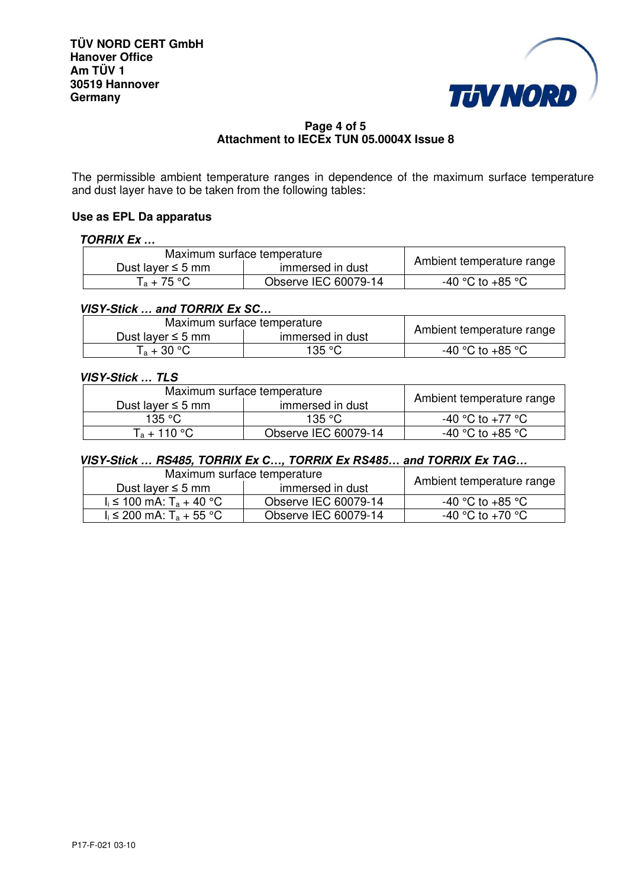TÜV NORD CERT GmbH
Hanover Office
Am TÜV 1
30519 Hannover
Germany

**Attachment to IECEx TUN 05.0004X Issue 8**

The permissible ambient temperature ranges in dependence of the maximum surface temperature and dust layer have to be taken from the following tables:

**Use as EPL Da apparatus**

***TORRIX Ex …***

| Maximum surface temperature | | Ambient temperature range |
|---|---|---|
| Dust layer ≤ 5 mm | immersed in dust | |
| $T_a$ + 75 °C | Observe IEC 60079-14 | -40 °C to +85 °C |

***VISY-Stick … and TORRIX Ex SC…***

| Maximum surface temperature | | Ambient temperature range |
|---|---|---|
| Dust layer ≤ 5 mm | immersed in dust | |
| $T_a$ + 30 °C | 135 °C | -40 °C to +85 °C |

***VISY-Stick … TLS***

| Maximum surface temperature | | Ambient temperature range |
|---|---|---|
| Dust layer ≤ 5 mm | immersed in dust | |
| 135 °C | 135 °C | -40 °C to +77 °C |
| $T_a$ + 110 °C | Observe IEC 60079-14 | -40 °C to +85 °C |

***VISY-Stick … RS485, TORRIX Ex C…, TORRIX Ex RS485… and TORRIX Ex TAG…***

| Maximum surface temperature | | Ambient temperature range |
|---|---|---|
| Dust layer ≤ 5 mm | immersed in dust | |
| $I_i$ ≤ 100 mA: $T_a$ + 40 °C | Observe IEC 60079-14 | -40 °C to +85 °C |
| $I_i$ ≤ 200 mA: $T_a$ + 55 °C | Observe IEC 60079-14 | -40 °C to +70 °C |

P17-F-021 03-10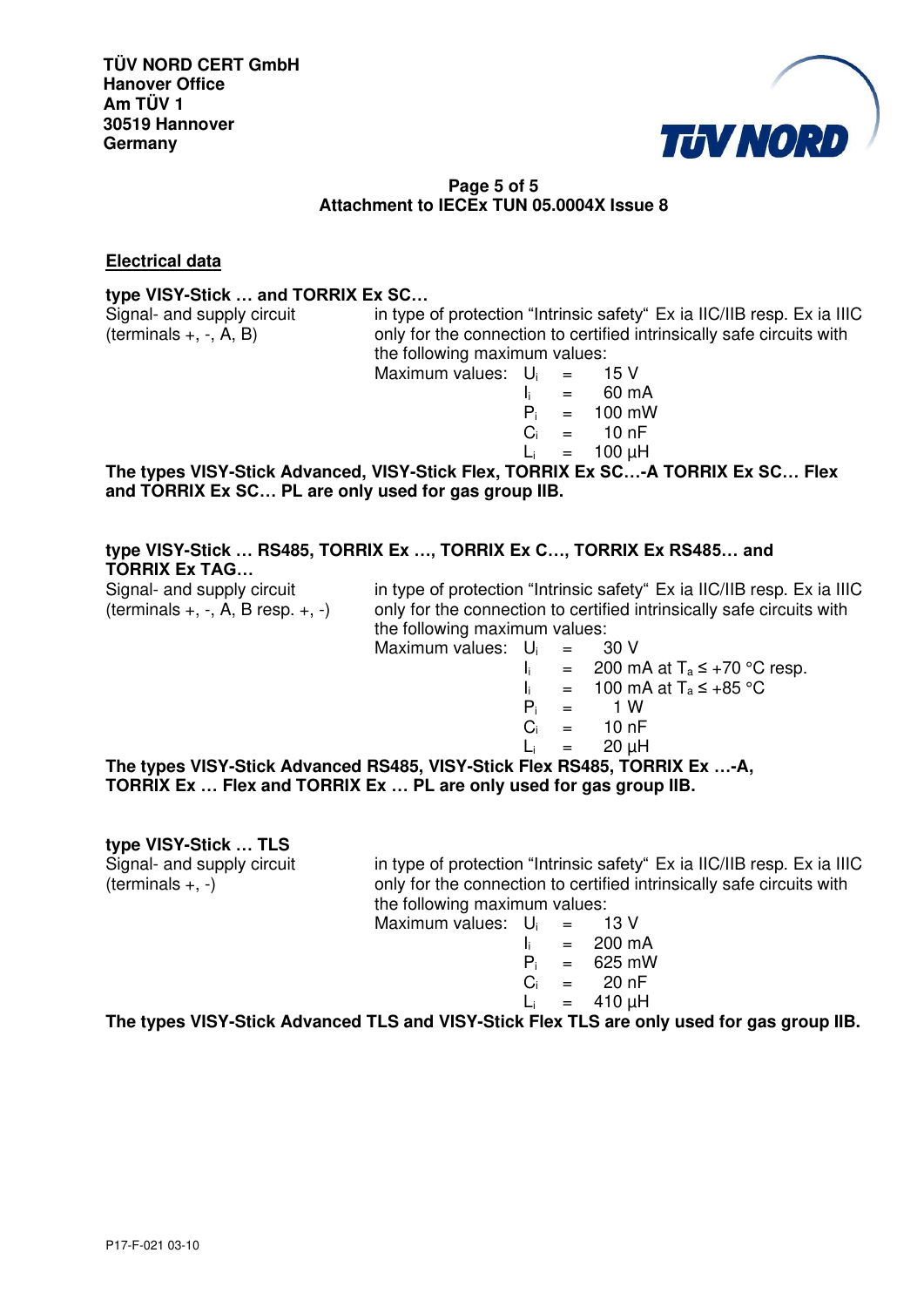TÜV NORD CERT GmbH
Hanover Office
Am TÜV 1
30519 Hannover
Germany

**Attachment to IECEx TUN 05.0004X Issue 8**

## Electrical data

**type VISY-Stick … and TORRIX Ex SC…**

Signal- and supply circuit (terminals +, -, A, B)

in type of protection "Intrinsic safety" Ex ia IIC/IIB resp. Ex ia IIIC only for the connection to certified intrinsically safe circuits with the following maximum values:

Maximum values:
$U_i$ = 15 V
$I_i$ = 60 mA
$P_i$ = 100 mW
$C_i$ = 10 nF
$L_i$ = 100 µH

**The types VISY-Stick Advanced, VISY-Stick Flex, TORRIX Ex SC…-A TORRIX Ex SC… Flex and TORRIX Ex SC… PL are only used for gas group IIB.**

**type VISY-Stick … RS485, TORRIX Ex …, TORRIX Ex C…, TORRIX Ex RS485… and TORRIX Ex TAG…**

Signal- and supply circuit (terminals +, -, A, B resp. +, -)

in type of protection "Intrinsic safety" Ex ia IIC/IIB resp. Ex ia IIIC only for the connection to certified intrinsically safe circuits with the following maximum values:

Maximum values:
$U_i$ = 30 V
$I_i$ = 200 mA at $T_a \leq +70$ °C resp.
$I_i$ = 100 mA at $T_a \leq +85$ °C
$P_i$ = 1 W
$C_i$ = 10 nF
$L_i$ = 20 µH

**The types VISY-Stick Advanced RS485, VISY-Stick Flex RS485, TORRIX Ex …-A, TORRIX Ex … Flex and TORRIX Ex … PL are only used for gas group IIB.**

**type VISY-Stick … TLS**

Signal- and supply circuit (terminals +, -)

in type of protection "Intrinsic safety" Ex ia IIC/IIB resp. Ex ia IIIC only for the connection to certified intrinsically safe circuits with the following maximum values:

Maximum values:
$U_i$ = 13 V
$I_i$ = 200 mA
$P_i$ = 625 mW
$C_i$ = 20 nF
$L_i$ = 410 µH

**The types VISY-Stick Advanced TLS and VISY-Stick Flex TLS are only used for gas group IIB.**

P17-F-021 03-10